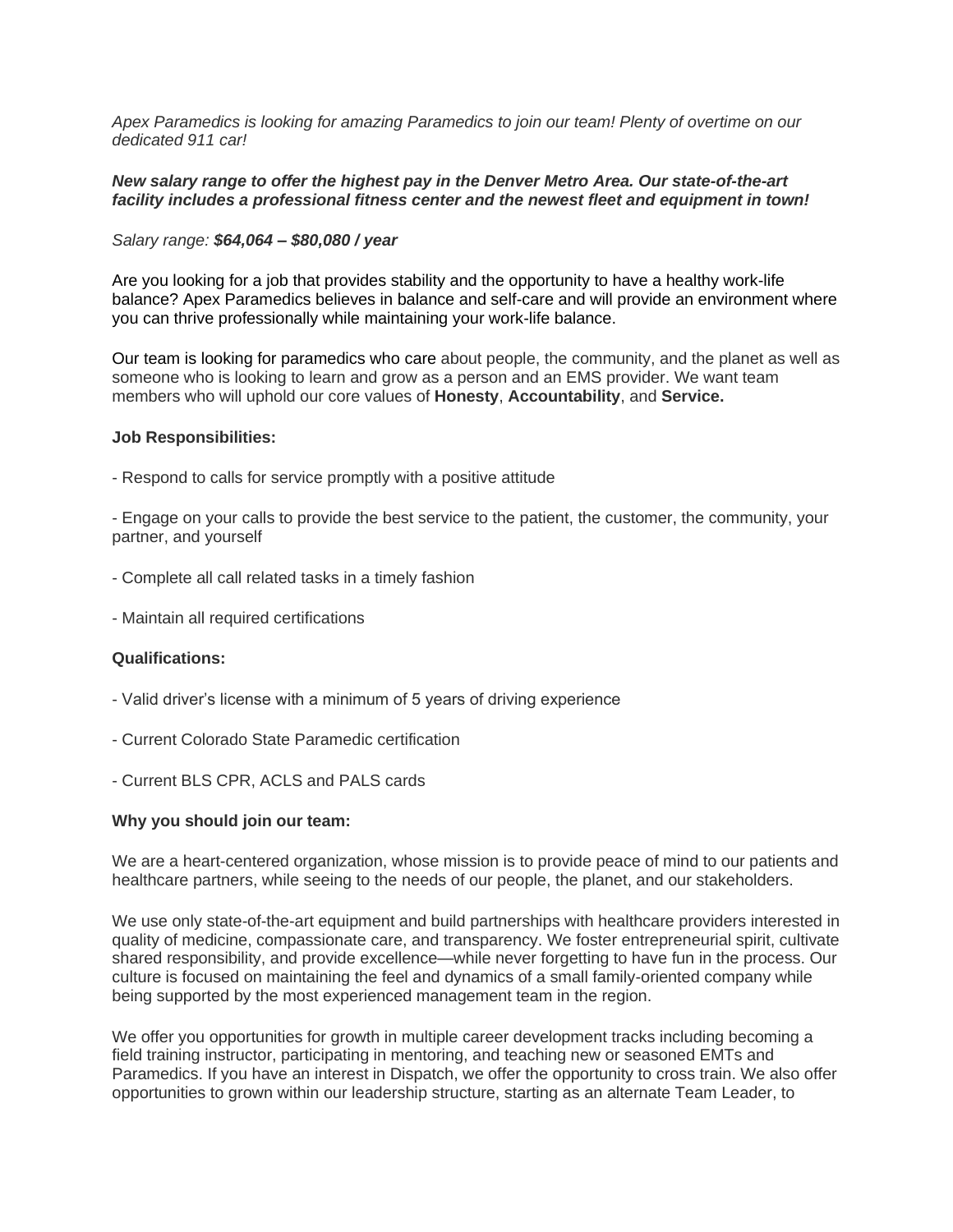*Apex Paramedics is looking for amazing Paramedics to join our team! Plenty of overtime on our dedicated 911 car!*

***New salary range to offer the highest pay in the Denver Metro Area. Our state-of-the-art facility includes a professional fitness center and the newest fleet and equipment in town!***

*Salary range:* ***$64,064 – $80,080 / year***

Are you looking for a job that provides stability and the opportunity to have a healthy work-life balance? Apex Paramedics believes in balance and self-care and will provide an environment where you can thrive professionally while maintaining your work-life balance.

Our team is looking for paramedics who care about people, the community, and the planet as well as someone who is looking to learn and grow as a person and an EMS provider. We want team members who will uphold our core values of **Honesty**, **Accountability**, and **Service.**

**Job Responsibilities:**

- Respond to calls for service promptly with a positive attitude

- Engage on your calls to provide the best service to the patient, the customer, the community, your partner, and yourself

- Complete all call related tasks in a timely fashion

- Maintain all required certifications

**Qualifications:**

- Valid driver's license with a minimum of 5 years of driving experience

- Current Colorado State Paramedic certification

- Current BLS CPR, ACLS and PALS cards

**Why you should join our team:**

We are a heart-centered organization, whose mission is to provide peace of mind to our patients and healthcare partners, while seeing to the needs of our people, the planet, and our stakeholders.

We use only state-of-the-art equipment and build partnerships with healthcare providers interested in quality of medicine, compassionate care, and transparency. We foster entrepreneurial spirit, cultivate shared responsibility, and provide excellence—while never forgetting to have fun in the process. Our culture is focused on maintaining the feel and dynamics of a small family-oriented company while being supported by the most experienced management team in the region.

We offer you opportunities for growth in multiple career development tracks including becoming a field training instructor, participating in mentoring, and teaching new or seasoned EMTs and Paramedics. If you have an interest in Dispatch, we offer the opportunity to cross train. We also offer opportunities to grown within our leadership structure, starting as an alternate Team Leader, to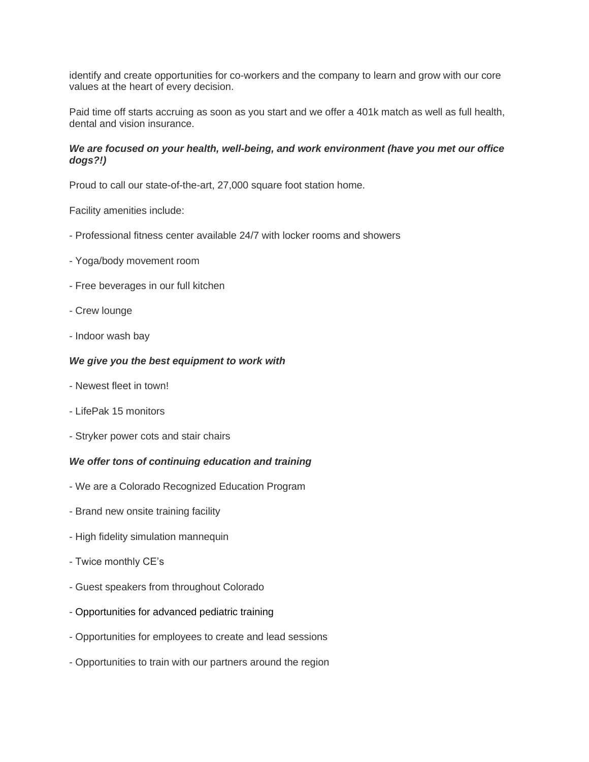identify and create opportunities for co-workers and the company to learn and grow with our core values at the heart of every decision.

Paid time off starts accruing as soon as you start and we offer a 401k match as well as full health, dental and vision insurance.

***We are focused on your health, well-being, and work environment (have you met our office dogs?!)***

Proud to call our state-of-the-art, 27,000 square foot station home.

Facility amenities include:

- Professional fitness center available 24/7 with locker rooms and showers

- Yoga/body movement room

- Free beverages in our full kitchen

- Crew lounge

- Indoor wash bay

***We give you the best equipment to work with***

- Newest fleet in town!

- LifePak 15 monitors

- Stryker power cots and stair chairs

***We offer tons of continuing education and training***

- We are a Colorado Recognized Education Program

- Brand new onsite training facility

- High fidelity simulation mannequin

- Twice monthly CE's

- Guest speakers from throughout Colorado

- Opportunities for advanced pediatric training

- Opportunities for employees to create and lead sessions

- Opportunities to train with our partners around the region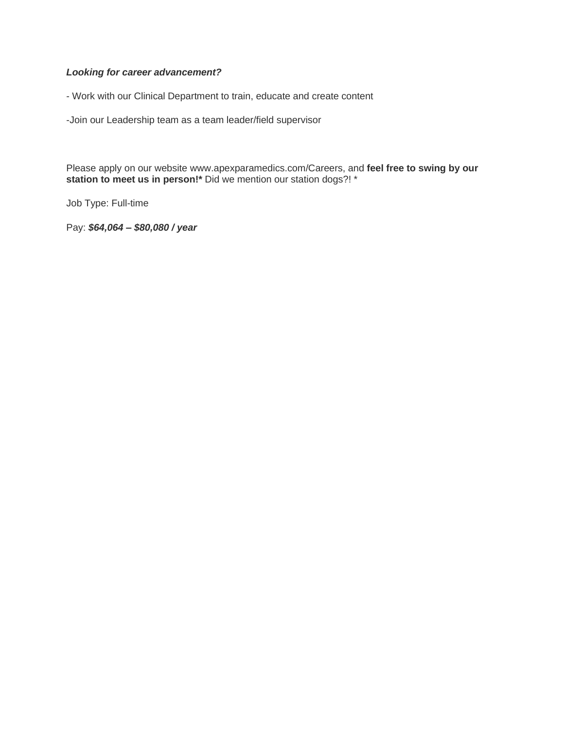***Looking for career advancement?***

- Work with our Clinical Department to train, educate and create content

-Join our Leadership team as a team leader/field supervisor

Please apply on our website www.apexparamedics.com/Careers, and **feel free to swing by our station to meet us in person!*** Did we mention our station dogs?! *

Job Type: Full-time

Pay: ***$64,064 – $80,080 / year***